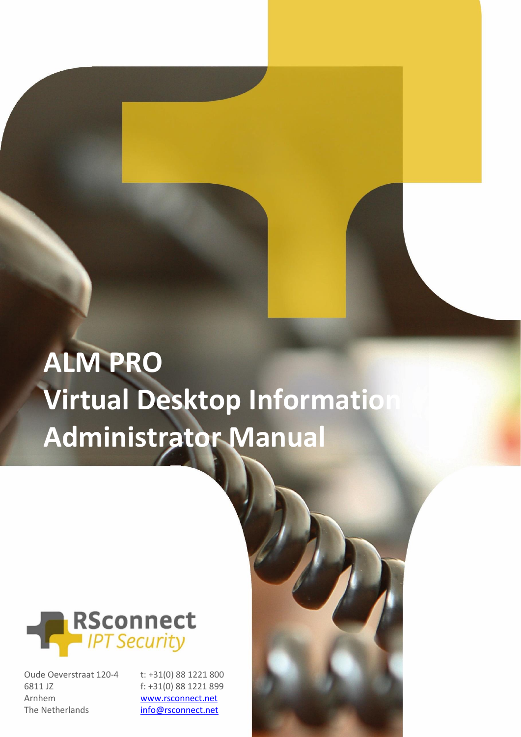# ALM PRO
# Virtual Desktop Information
# Administrator Manual

RSconnect
*IPT Security*

Oude Oeverstraat 120-4
6811 JZ
Arnhem
The Netherlands

t: +31(0) 88 1221 800
f: +31(0) 88 1221 899
www.rsconnect.net
info@rsconnect.net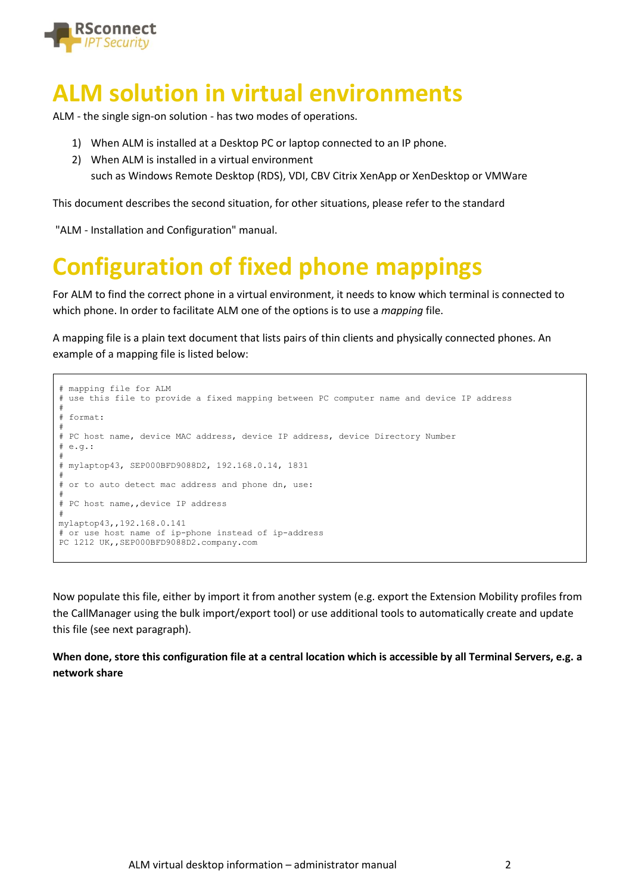# ALM solution in virtual environments

ALM - the single sign-on solution - has two modes of operations.

1) When ALM is installed at a Desktop PC or laptop connected to an IP phone.
2) When ALM is installed in a virtual environment
   such as Windows Remote Desktop (RDS), VDI, CBV Citrix XenApp or XenDesktop or VMWare

This document describes the second situation, for other situations, please refer to the standard

"ALM - Installation and Configuration" manual.

# Configuration of fixed phone mappings

For ALM to find the correct phone in a virtual environment, it needs to know which terminal is connected to which phone. In order to facilitate ALM one of the options is to use a *mapping* file.

A mapping file is a plain text document that lists pairs of thin clients and physically connected phones. An example of a mapping file is listed below:

```
# mapping file for ALM
# use this file to provide a fixed mapping between PC computer name and device IP address
#
# format:
#
# PC host name, device MAC address, device IP address, device Directory Number
# e.g.:
#
# mylaptop43, SEP000BFD9088D2, 192.168.0.14, 1831
#
# or to auto detect mac address and phone dn, use:
#
# PC host name,,device IP address
#
mylaptop43,,192.168.0.141
# or use host name of ip-phone instead of ip-address
PC 1212 UK,,SEP000BFD9088D2.company.com
```

Now populate this file, either by import it from another system (e.g. export the Extension Mobility profiles from the CallManager using the bulk import/export tool) or use additional tools to automatically create and update this file (see next paragraph).

**When done, store this configuration file at a central location which is accessible by all Terminal Servers, e.g. a network share**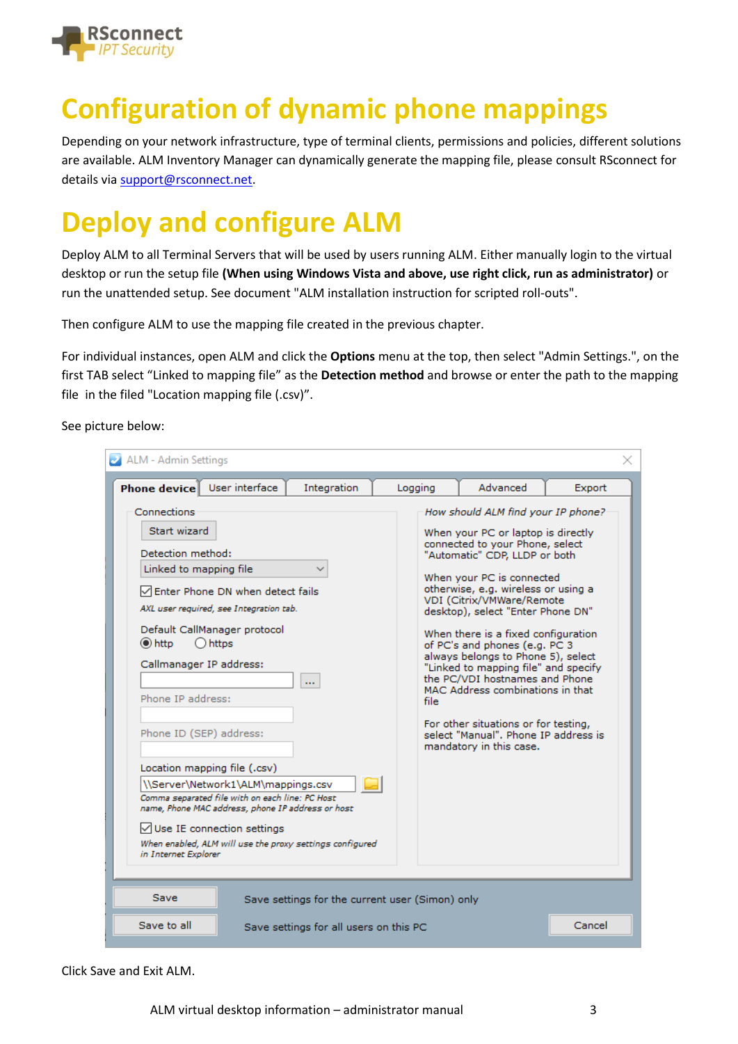# Configuration of dynamic phone mappings

Depending on your network infrastructure, type of terminal clients, permissions and policies, different solutions are available. ALM Inventory Manager can dynamically generate the mapping file, please consult RSconnect for details via support@rsconnect.net.

# Deploy and configure ALM

Deploy ALM to all Terminal Servers that will be used by users running ALM. Either manually login to the virtual desktop or run the setup file **(When using Windows Vista and above, use right click, run as administrator)** or run the unattended setup. See document "ALM installation instruction for scripted roll-outs".

Then configure ALM to use the mapping file created in the previous chapter.

For individual instances, open ALM and click the **Options** menu at the top, then select "Admin Settings.", on the first TAB select “Linked to mapping file” as the **Detection method** and browse or enter the path to the mapping file in the filed "Location mapping file (.csv)".

See picture below:

Click Save and Exit ALM.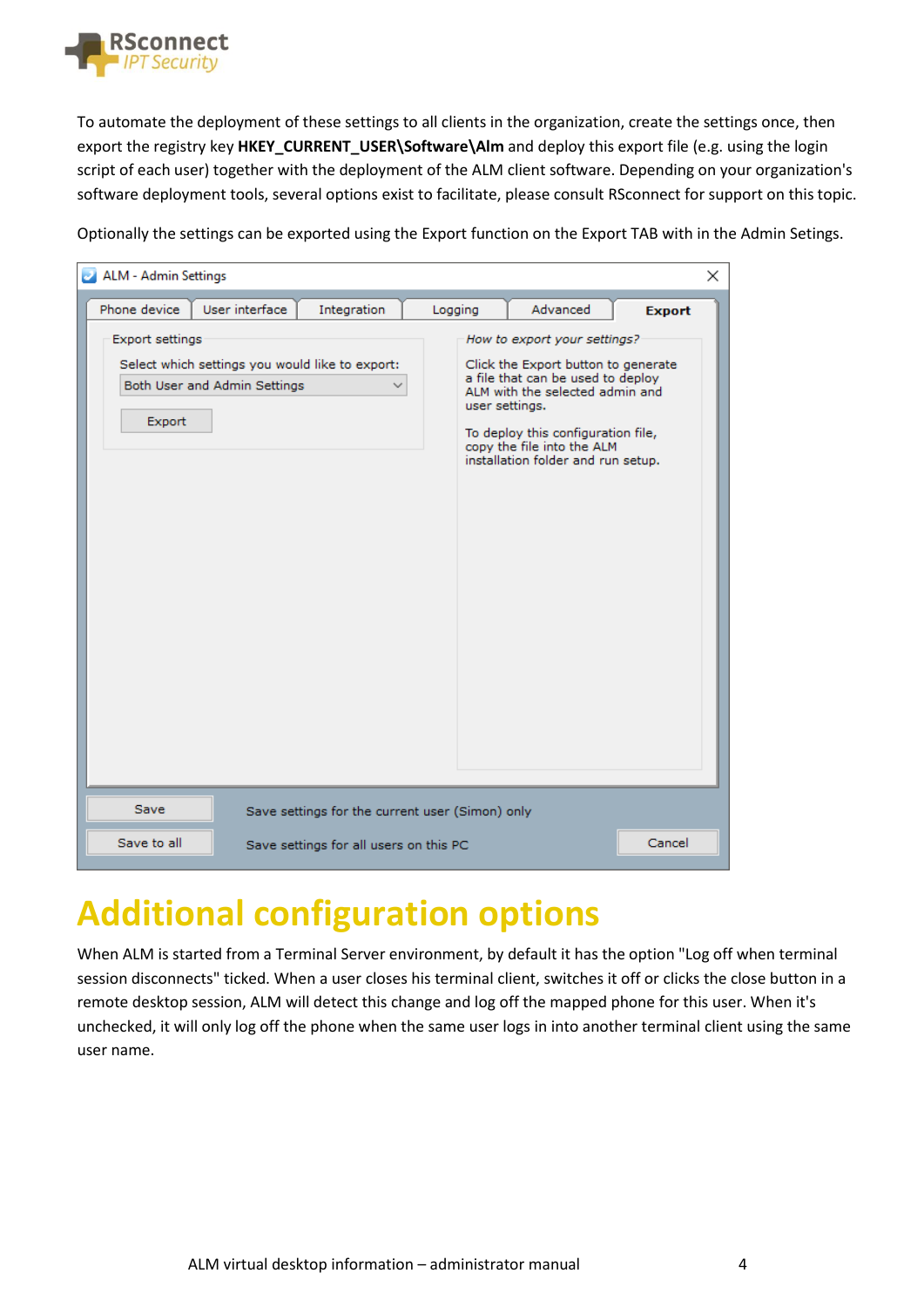To automate the deployment of these settings to all clients in the organization, create the settings once, then export the registry key **HKEY_CURRENT_USER\Software\Alm** and deploy this export file (e.g. using the login script of each user) together with the deployment of the ALM client software. Depending on your organization's software deployment tools, several options exist to facilitate, please consult RSconnect for support on this topic.

Optionally the settings can be exported using the Export function on the Export TAB with in the Admin Setings.

# Additional configuration options

When ALM is started from a Terminal Server environment, by default it has the option "Log off when terminal session disconnects" ticked. When a user closes his terminal client, switches it off or clicks the close button in a remote desktop session, ALM will detect this change and log off the mapped phone for this user. When it's unchecked, it will only log off the phone when the same user logs in into another terminal client using the same user name.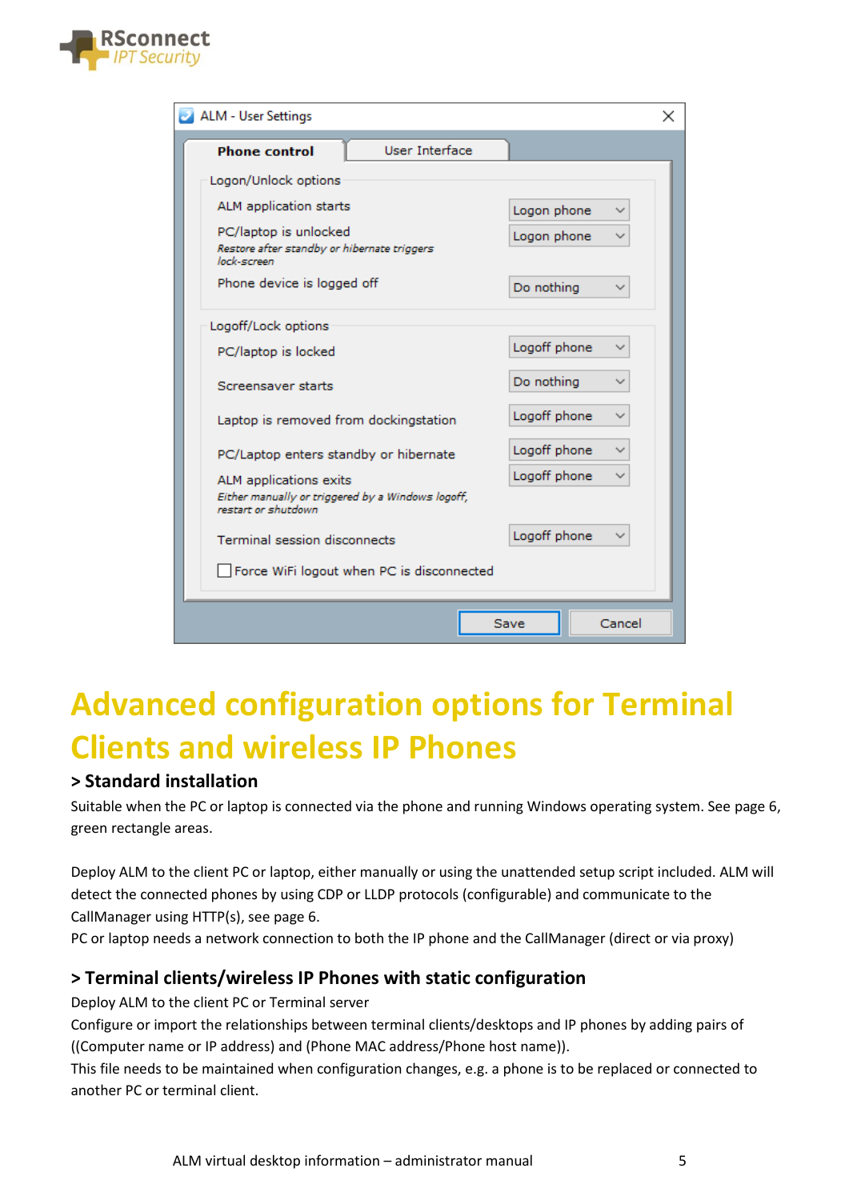ALM - User Settings

Phone control | User Interface

Logon/Unlock options

| | |
|---|---|
| ALM application starts | Logon phone |
| PC/laptop is unlocked *Restore after standby or hibernate triggers lock-screen* | Logon phone |
| Phone device is logged off | Do nothing |

Logoff/Lock options

| | |
|---|---|
| PC/laptop is locked | Logoff phone |
| Screensaver starts | Do nothing |
| Laptop is removed from dockingstation | Logoff phone |
| PC/Laptop enters standby or hibernate | Logoff phone |
| ALM applications exits *Either manually or triggered by a Windows logoff, restart or shutdown* | Logoff phone |
| Terminal session disconnects | Logoff phone |

☐ Force WiFi logout when PC is disconnected

Save | Cancel

# Advanced configuration options for Terminal Clients and wireless IP Phones

## > Standard installation

Suitable when the PC or laptop is connected via the phone and running Windows operating system. See page 6, green rectangle areas.

Deploy ALM to the client PC or laptop, either manually or using the unattended setup script included. ALM will detect the connected phones by using CDP or LLDP protocols (configurable) and communicate to the CallManager using HTTP(s), see page 6.
PC or laptop needs a network connection to both the IP phone and the CallManager (direct or via proxy)

## > Terminal clients/wireless IP Phones with static configuration

Deploy ALM to the client PC or Terminal server
Configure or import the relationships between terminal clients/desktops and IP phones by adding pairs of ((Computer name or IP address) and (Phone MAC address/Phone host name)).
This file needs to be maintained when configuration changes, e.g. a phone is to be replaced or connected to another PC or terminal client.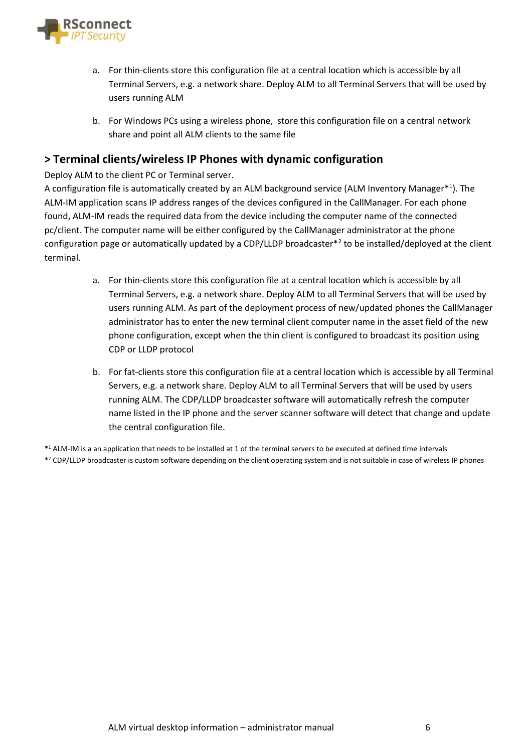a. For thin-clients store this configuration file at a central location which is accessible by all Terminal Servers, e.g. a network share. Deploy ALM to all Terminal Servers that will be used by users running ALM

b. For Windows PCs using a wireless phone, store this configuration file on a central network share and point all ALM clients to the same file

## > Terminal clients/wireless IP Phones with dynamic configuration

Deploy ALM to the client PC or Terminal server.
A configuration file is automatically created by an ALM background service (ALM Inventory Manager*[1]). The ALM-IM application scans IP address ranges of the devices configured in the CallManager. For each phone found, ALM-IM reads the required data from the device including the computer name of the connected pc/client. The computer name will be either configured by the CallManager administrator at the phone configuration page or automatically updated by a CDP/LLDP broadcaster*[2] to be installed/deployed at the client terminal.

a. For thin-clients store this configuration file at a central location which is accessible by all Terminal Servers, e.g. a network share. Deploy ALM to all Terminal Servers that will be used by users running ALM. As part of the deployment process of new/updated phones the CallManager administrator has to enter the new terminal client computer name in the asset field of the new phone configuration, except when the thin client is configured to broadcast its position using CDP or LLDP protocol

b. For fat-clients store this configuration file at a central location which is accessible by all Terminal Servers, e.g. a network share. Deploy ALM to all Terminal Servers that will be used by users running ALM. The CDP/LLDP broadcaster software will automatically refresh the computer name listed in the IP phone and the server scanner software will detect that change and update the central configuration file.

*[1] ALM-IM is a an application that needs to be installed at 1 of the terminal servers to be executed at defined time intervals
*[2] CDP/LLDP broadcaster is custom software depending on the client operating system and is not suitable in case of wireless IP phones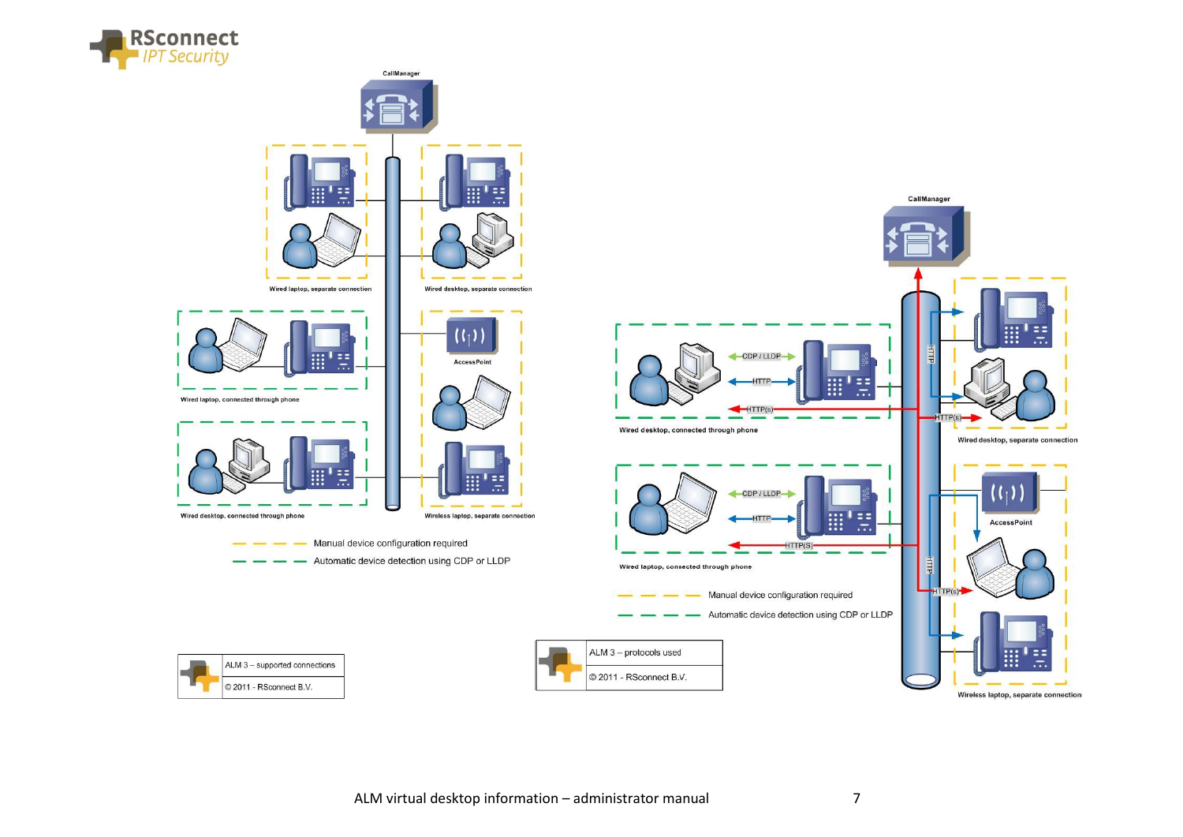CallManager

Wired laptop, separate connection

Wired desktop, separate connection

Wired laptop, connected through phone

AccessPoint

Wired desktop, connected through phone

Wireless laptop, separate connection

Manual device configuration required

Automatic device detection using CDP or LLDP

| ALM 3 – supported connections |
|---|
| © 2011 - RSconnect B.V. |

CallManager

CDP / LLDP

HTTP

HTTP(s)

Wired desktop, connected through phone

CDP / LLDP

HTTP

HTTP(S)

Wired laptop, connected through phone

HTTP

HTTP(s)

Wired desktop, separate connection

AccessPoint

HTTP

HTTP(s)

Wireless laptop, separate connection

Manual device configuration required

Automatic device detection using CDP or LLDP

| ALM 3 – protocols used |
|---|
| © 2011 - RSconnect B.V. |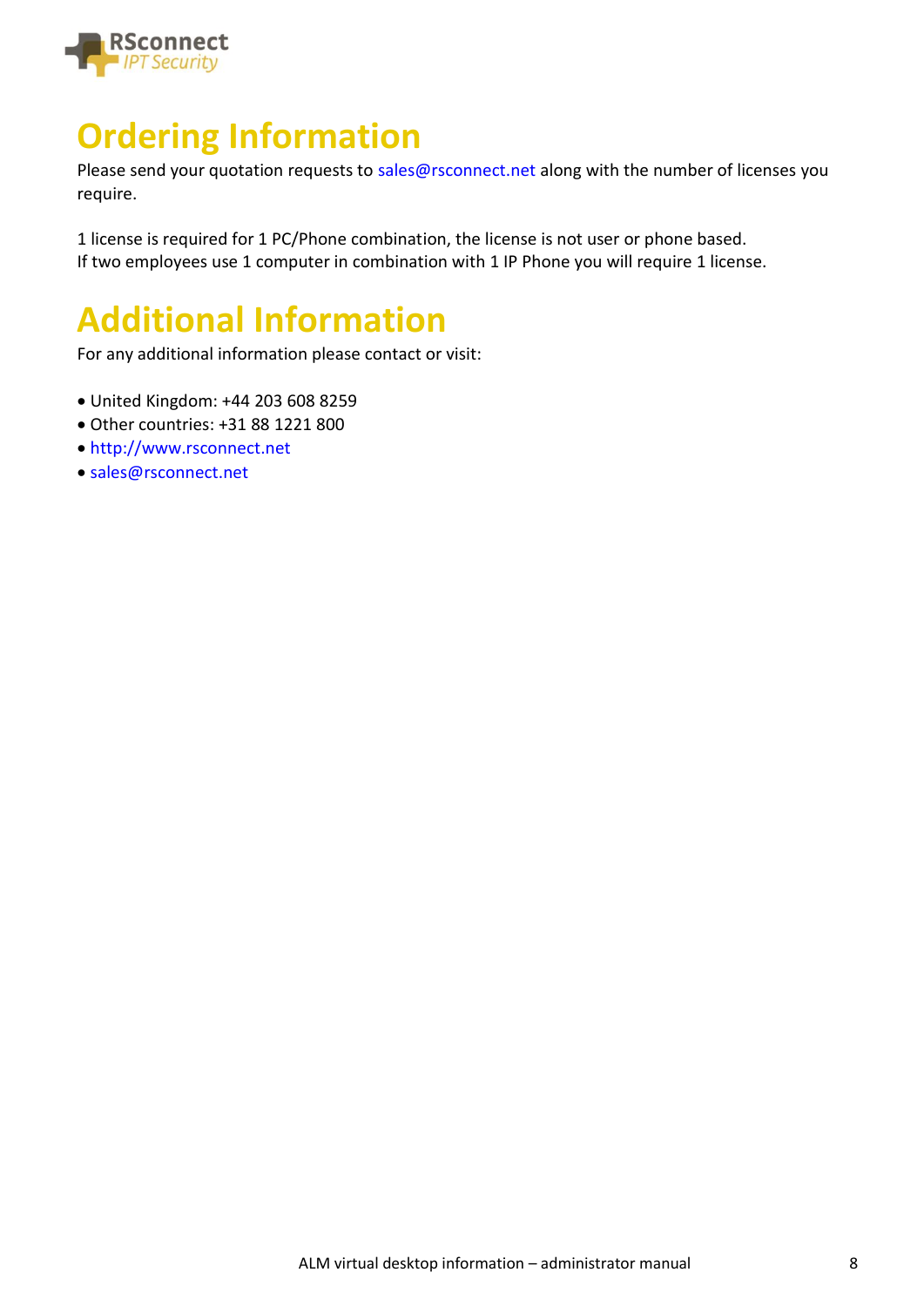# Ordering Information

Please send your quotation requests to sales@rsconnect.net along with the number of licenses you require.

1 license is required for 1 PC/Phone combination, the license is not user or phone based.
If two employees use 1 computer in combination with 1 IP Phone you will require 1 license.

# Additional Information

For any additional information please contact or visit:

- United Kingdom: +44 203 608 8259
- Other countries: +31 88 1221 800
- http://www.rsconnect.net
- sales@rsconnect.net